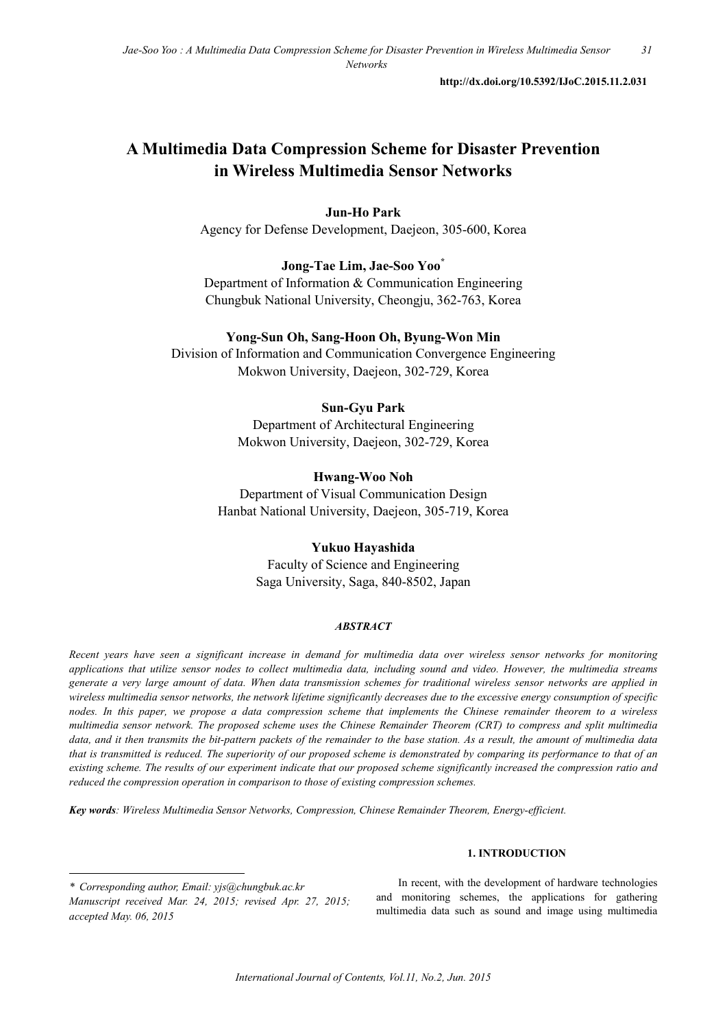http://dx.doi.org/10.5392/IJoC.2015.11.2.031

# A Multimedia Data Compression Scheme for Disaster Prevention in Wireless Multimedia Sensor Networks

**Jun-Ho Park**
Agency for Defense Development, Daejeon, 305-600, Korea

**Jong-Tae Lim, Jae-Soo Yoo***
Department of Information & Communication Engineering
Chungbuk National University, Cheongju, 362-763, Korea

**Yong-Sun Oh, Sang-Hoon Oh, Byung-Won Min**
Division of Information and Communication Convergence Engineering
Mokwon University, Daejeon, 302-729, Korea

**Sun-Gyu Park**
Department of Architectural Engineering
Mokwon University, Daejeon, 302-729, Korea

**Hwang-Woo Noh**
Department of Visual Communication Design
Hanbat National University, Daejeon, 305-719, Korea

**Yukuo Hayashida**
Faculty of Science and Engineering
Saga University, Saga, 840-8502, Japan

### *ABSTRACT*

*Recent years have seen a significant increase in demand for multimedia data over wireless sensor networks for monitoring applications that utilize sensor nodes to collect multimedia data, including sound and video. However, the multimedia streams generate a very large amount of data. When data transmission schemes for traditional wireless sensor networks are applied in wireless multimedia sensor networks, the network lifetime significantly decreases due to the excessive energy consumption of specific nodes. In this paper, we propose a data compression scheme that implements the Chinese remainder theorem to a wireless multimedia sensor network. The proposed scheme uses the Chinese Remainder Theorem (CRT) to compress and split multimedia data, and it then transmits the bit-pattern packets of the remainder to the base station. As a result, the amount of multimedia data that is transmitted is reduced. The superiority of our proposed scheme is demonstrated by comparing its performance to that of an existing scheme. The results of our experiment indicate that our proposed scheme significantly increased the compression ratio and reduced the compression operation in comparison to those of existing compression schemes.*

***Key words**: Wireless Multimedia Sensor Networks, Compression, Chinese Remainder Theorem, Energy-efficient.*

## 1. INTRODUCTION

In recent, with the development of hardware technologies and monitoring schemes, the applications for gathering multimedia data such as sound and image using multimedia

---

*\* Corresponding author, Email: yjs@chungbuk.ac.kr*
*Manuscript received Mar. 24, 2015; revised Apr. 27, 2015; accepted May. 06, 2015*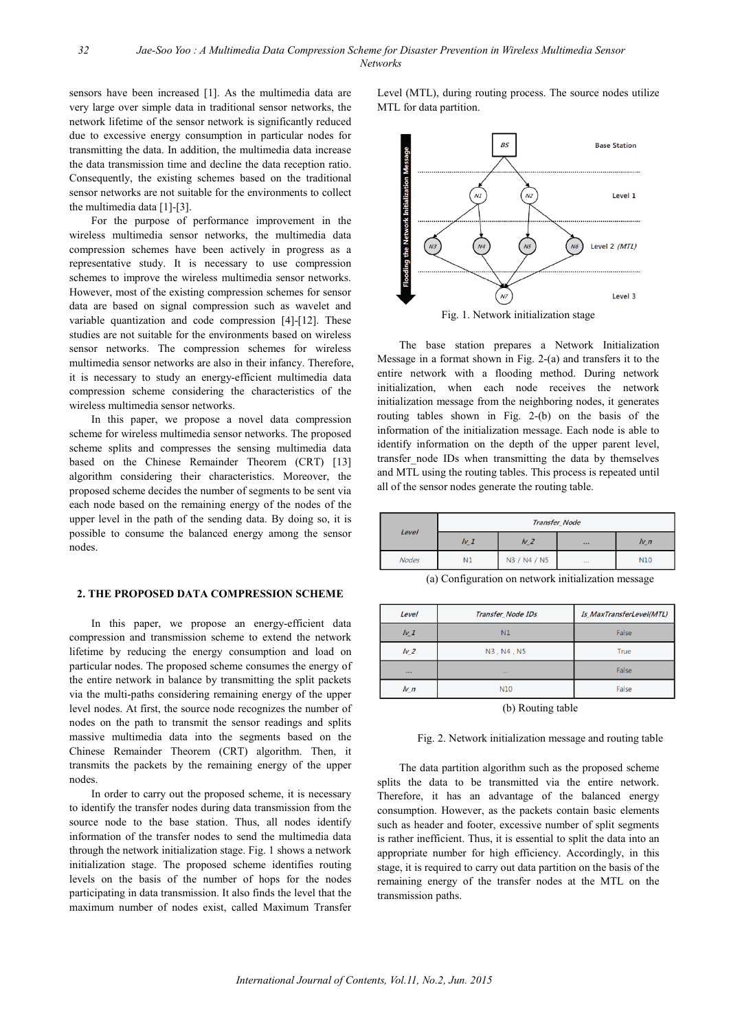sensors have been increased [1]. As the multimedia data are very large over simple data in traditional sensor networks, the network lifetime of the sensor network is significantly reduced due to excessive energy consumption in particular nodes for transmitting the data. In addition, the multimedia data increase the data transmission time and decline the data reception ratio. Consequently, the existing schemes based on the traditional sensor networks are not suitable for the environments to collect the multimedia data [1]-[3].

For the purpose of performance improvement in the wireless multimedia sensor networks, the multimedia data compression schemes have been actively in progress as a representative study. It is necessary to use compression schemes to improve the wireless multimedia sensor networks. However, most of the existing compression schemes for sensor data are based on signal compression such as wavelet and variable quantization and code compression [4]-[12]. These studies are not suitable for the environments based on wireless sensor networks. The compression schemes for wireless multimedia sensor networks are also in their infancy. Therefore, it is necessary to study an energy-efficient multimedia data compression scheme considering the characteristics of the wireless multimedia sensor networks.

In this paper, we propose a novel data compression scheme for wireless multimedia sensor networks. The proposed scheme splits and compresses the sensing multimedia data based on the Chinese Remainder Theorem (CRT) [13] algorithm considering their characteristics. Moreover, the proposed scheme decides the number of segments to be sent via each node based on the remaining energy of the nodes of the upper level in the path of the sending data. By doing so, it is possible to consume the balanced energy among the sensor nodes.

## 2. THE PROPOSED DATA COMPRESSION SCHEME

In this paper, we propose an energy-efficient data compression and transmission scheme to extend the network lifetime by reducing the energy consumption and load on particular nodes. The proposed scheme consumes the energy of the entire network in balance by transmitting the split packets via the multi-paths considering remaining energy of the upper level nodes. At first, the source node recognizes the number of nodes on the path to transmit the sensor readings and splits massive multimedia data into the segments based on the Chinese Remainder Theorem (CRT) algorithm. Then, it transmits the packets by the remaining energy of the upper nodes.

In order to carry out the proposed scheme, it is necessary to identify the transfer nodes during data transmission from the source node to the base station. Thus, all nodes identify information of the transfer nodes to send the multimedia data through the network initialization stage. Fig. 1 shows a network initialization stage. The proposed scheme identifies routing levels on the basis of the number of hops for the nodes participating in data transmission. It also finds the level that the maximum number of nodes exist, called Maximum Transfer Level (MTL), during routing process. The source nodes utilize MTL for data partition.

Fig. 1. Network initialization stage

The base station prepares a Network Initialization Message in a format shown in Fig. 2-(a) and transfers it to the entire network with a flooding method. During network initialization, when each node receives the network initialization message from the neighboring nodes, it generates routing tables shown in Fig. 2-(b) on the basis of the information of the initialization message. Each node is able to identify information on the depth of the upper parent level, transfer_node IDs when transmitting the data by themselves and MTL using the routing tables. This process is repeated until all of the sensor nodes generate the routing table.

| Level | Transfer_Node | | | |
|---|---|---|---|---|
| | lv_1 | lv_2 | ... | lv_n |
| Nodes | N1 | N3 / N4 / N5 | ... | N10 |

(a) Configuration on network initialization message

| Level | Transfer_Node IDs | Is_MaxTransferLevel(MTL) |
|---|---|---|
| lv_1 | N1 | False |
| lv_2 | N3 , N4 , N5 | True |
| ... | ... | False |
| lv_n | N10 | False |

(b) Routing table

Fig. 2. Network initialization message and routing table

The data partition algorithm such as the proposed scheme splits the data to be transmitted via the entire network. Therefore, it has an advantage of the balanced energy consumption. However, as the packets contain basic elements such as header and footer, excessive number of split segments is rather inefficient. Thus, it is essential to split the data into an appropriate number for high efficiency. Accordingly, in this stage, it is required to carry out data partition on the basis of the remaining energy of the transfer nodes at the MTL on the transmission paths.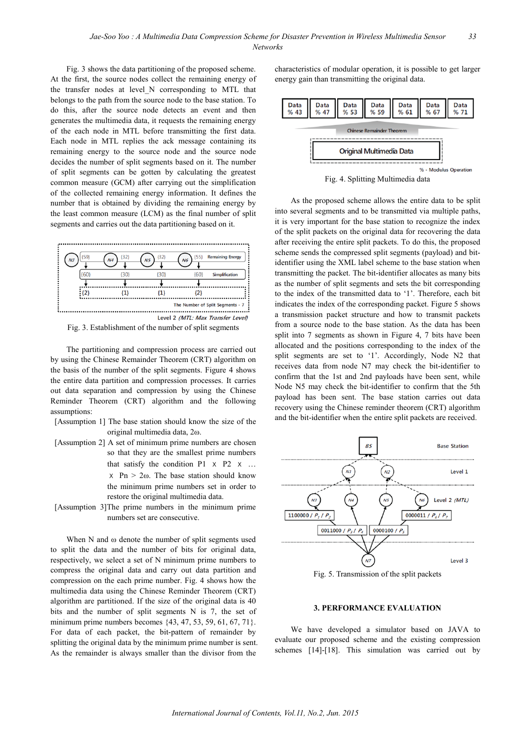Fig. 3 shows the data partitioning of the proposed scheme. At the first, the source nodes collect the remaining energy of the transfer nodes at level_N corresponding to MTL that belongs to the path from the source node to the base station. To do this, after the source node detects an event and then generates the multimedia data, it requests the remaining energy of the each node in MTL before transmitting the first data. Each node in MTL replies the ack message containing its remaining energy to the source node and the source node decides the number of split segments based on it. The number of split segments can be gotten by calculating the greatest common measure (GCM) after carrying out the simplification of the collected remaining energy information. It defines the number that is obtained by dividing the remaining energy by the least common measure (LCM) as the final number of split segments and carries out the data partitioning based on it.

Fig. 3. Establishment of the number of split segments

The partitioning and compression process are carried out by using the Chinese Remainder Theorem (CRT) algorithm on the basis of the number of the split segments. Figure 4 shows the entire data partition and compression processes. It carries out data separation and compression by using the Chinese Reminder Theorem (CRT) algorithm and the following assumptions:

[Assumption 1] The base station should know the size of the original multimedia data, 2ω.

[Assumption 2] A set of minimum prime numbers are chosen so that they are the smallest prime numbers that satisfy the condition $P1 \times P2 \times \ldots \times Pn > 2\omega$. The base station should know the minimum prime numbers set in order to restore the original multimedia data.

[Assumption 3]The prime numbers in the minimum prime numbers set are consecutive.

When N and ω denote the number of split segments used to split the data and the number of bits for original data, respectively, we select a set of N minimum prime numbers to compress the original data and carry out data partition and compression on the each prime number. Fig. 4 shows how the multimedia data using the Chinese Remainder Theorem (CRT) algorithm are partitioned. If the size of the original data is 40 bits and the number of split segments N is 7, the set of minimum prime numbers becomes {43, 47, 53, 59, 61, 67, 71}. For data of each packet, the bit-pattern of remainder by splitting the original data by the minimum prime number is sent. As the remainder is always smaller than the divisor from the characteristics of modular operation, it is possible to get larger energy gain than transmitting the original data.

Fig. 4. Splitting Multimedia data

As the proposed scheme allows the entire data to be split into several segments and to be transmitted via multiple paths, it is very important for the base station to recognize the index of the split packets on the original data for recovering the data after receiving the entire split packets. To do this, the proposed scheme sends the compressed split segments (payload) and bit-identifier using the XML label scheme to the base station when transmitting the packet. The bit-identifier allocates as many bits as the number of split segments and sets the bit corresponding to the index of the transmitted data to '1'. Therefore, each bit indicates the index of the corresponding packet. Figure 5 shows a transmission packet structure and how to transmit packets from a source node to the base station. As the data has been split into 7 segments as shown in Figure 4, 7 bits have been allocated and the positions corresponding to the index of the split segments are set to '1'. Accordingly, Node N2 that receives data from node N7 may check the bit-identifier to confirm that the 1st and 2nd payloads have been sent, while Node N5 may check the bit-identifier to confirm that the 5th payload has been sent. The base station carries out data recovery using the Chinese reminder theorem (CRT) algorithm and the bit-identifier when the entire split packets are received.

Fig. 5. Transmission of the split packets

## 3. PERFORMANCE EVALUATION

We have developed a simulator based on JAVA to evaluate our proposed scheme and the existing compression schemes [14]-[18]. This simulation was carried out by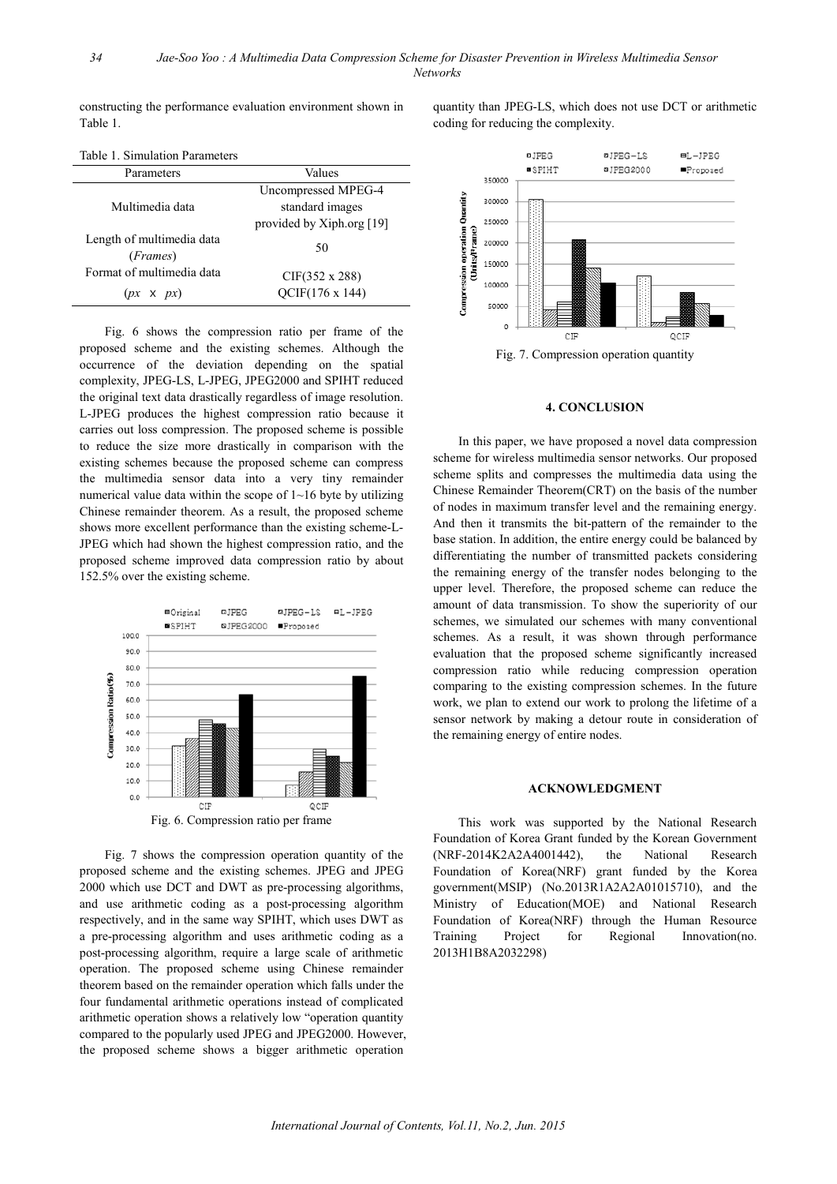constructing the performance evaluation environment shown in Table 1.

Table 1. Simulation Parameters

| Parameters | Values |
|---|---|
| Multimedia data | Uncompressed MPEG-4 standard images provided by Xiph.org [19] |
| Length of multimedia data (*Frames*) | 50 |
| Format of multimedia data (*px* x *px*) | CIF(352 x 288) QCIF(176 x 144) |

Fig. 6 shows the compression ratio per frame of the proposed scheme and the existing schemes. Although the occurrence of the deviation depending on the spatial complexity, JPEG-LS, L-JPEG, JPEG2000 and SPIHT reduced the original text data drastically regardless of image resolution. L-JPEG produces the highest compression ratio because it carries out loss compression. The proposed scheme is possible to reduce the size more drastically in comparison with the existing schemes because the proposed scheme can compress the multimedia sensor data into a very tiny remainder numerical value data within the scope of 1~16 byte by utilizing Chinese remainder theorem. As a result, the proposed scheme shows more excellent performance than the existing scheme-L-JPEG which had shown the highest compression ratio, and the proposed scheme improved data compression ratio by about 152.5% over the existing scheme.

Fig. 6. Compression ratio per frame

Fig. 7 shows the compression operation quantity of the proposed scheme and the existing schemes. JPEG and JPEG 2000 which use DCT and DWT as pre-processing algorithms, and use arithmetic coding as a post-processing algorithm respectively, and in the same way SPIHT, which uses DWT as a pre-processing algorithm and uses arithmetic coding as a post-processing algorithm, require a large scale of arithmetic operation. The proposed scheme using Chinese remainder theorem based on the remainder operation which falls under the four fundamental arithmetic operations instead of complicated arithmetic operation shows a relatively low "operation quantity compared to the popularly used JPEG and JPEG2000. However, the proposed scheme shows a bigger arithmetic operation quantity than JPEG-LS, which does not use DCT or arithmetic coding for reducing the complexity.

Fig. 7. Compression operation quantity

## 4. CONCLUSION

In this paper, we have proposed a novel data compression scheme for wireless multimedia sensor networks. Our proposed scheme splits and compresses the multimedia data using the Chinese Remainder Theorem(CRT) on the basis of the number of nodes in maximum transfer level and the remaining energy. And then it transmits the bit-pattern of the remainder to the base station. In addition, the entire energy could be balanced by differentiating the number of transmitted packets considering the remaining energy of the transfer nodes belonging to the upper level. Therefore, the proposed scheme can reduce the amount of data transmission. To show the superiority of our schemes, we simulated our schemes with many conventional schemes. As a result, it was shown through performance evaluation that the proposed scheme significantly increased compression ratio while reducing compression operation comparing to the existing compression schemes. In the future work, we plan to extend our work to prolong the lifetime of a sensor network by making a detour route in consideration of the remaining energy of entire nodes.

## ACKNOWLEDGMENT

This work was supported by the National Research Foundation of Korea Grant funded by the Korean Government (NRF-2014K2A2A4001442), the National Research Foundation of Korea(NRF) grant funded by the Korea government(MSIP) (No.2013R1A2A2A01015710), and the Ministry of Education(MOE) and National Research Foundation of Korea(NRF) through the Human Resource Training Project for Regional Innovation(no. 2013H1B8A2032298)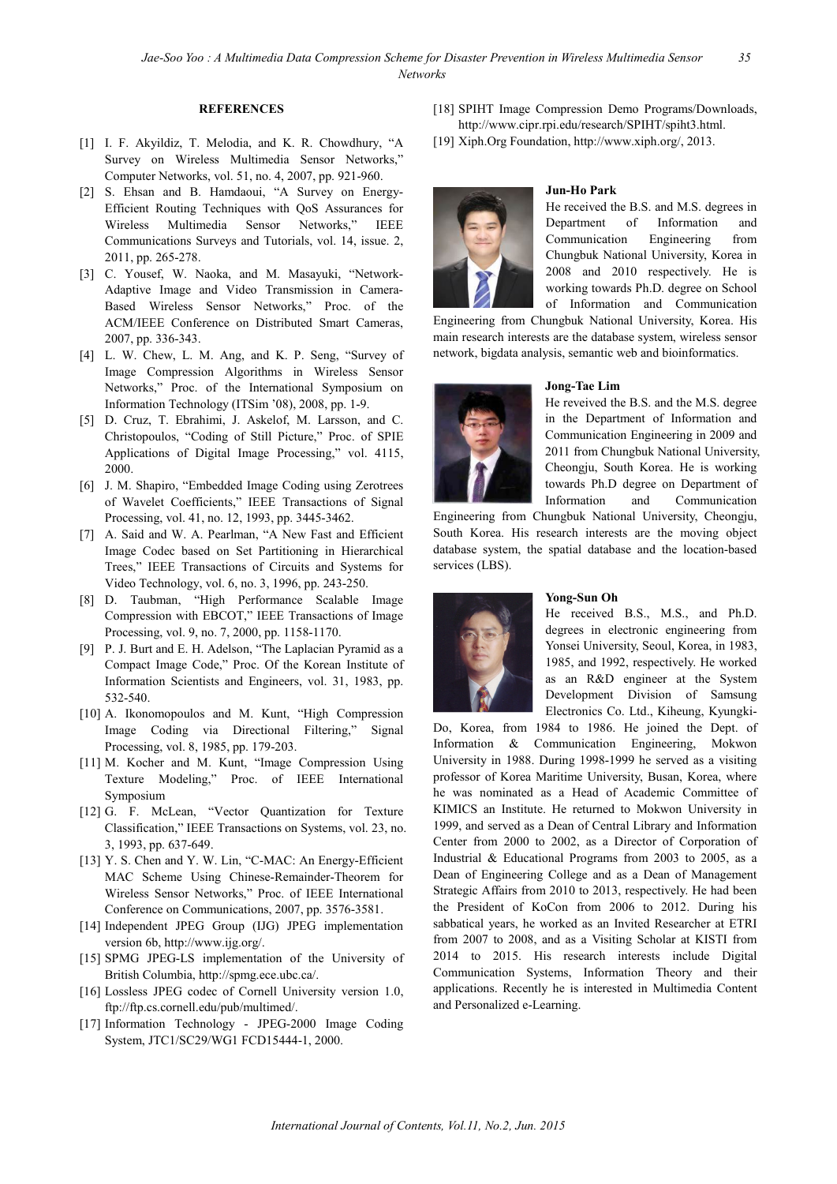## REFERENCES

[1] I. F. Akyildiz, T. Melodia, and K. R. Chowdhury, "A Survey on Wireless Multimedia Sensor Networks," Computer Networks, vol. 51, no. 4, 2007, pp. 921-960.

[2] S. Ehsan and B. Hamdaoui, "A Survey on Energy-Efficient Routing Techniques with QoS Assurances for Wireless Multimedia Sensor Networks," IEEE Communications Surveys and Tutorials, vol. 14, issue. 2, 2011, pp. 265-278.

[3] C. Yousef, W. Naoka, and M. Masayuki, "Network-Adaptive Image and Video Transmission in Camera-Based Wireless Sensor Networks," Proc. of the ACM/IEEE Conference on Distributed Smart Cameras, 2007, pp. 336-343.

[4] L. W. Chew, L. M. Ang, and K. P. Seng, "Survey of Image Compression Algorithms in Wireless Sensor Networks," Proc. of the International Symposium on Information Technology (ITSim '08), 2008, pp. 1-9.

[5] D. Cruz, T. Ebrahimi, J. Askelof, M. Larsson, and C. Christopoulos, "Coding of Still Picture," Proc. of SPIE Applications of Digital Image Processing," vol. 4115, 2000.

[6] J. M. Shapiro, "Embedded Image Coding using Zerotrees of Wavelet Coefficients," IEEE Transactions of Signal Processing, vol. 41, no. 12, 1993, pp. 3445-3462.

[7] A. Said and W. A. Pearlman, "A New Fast and Efficient Image Codec based on Set Partitioning in Hierarchical Trees," IEEE Transactions of Circuits and Systems for Video Technology, vol. 6, no. 3, 1996, pp. 243-250.

[8] D. Taubman, "High Performance Scalable Image Compression with EBCOT," IEEE Transactions of Image Processing, vol. 9, no. 7, 2000, pp. 1158-1170.

[9] P. J. Burt and E. H. Adelson, "The Laplacian Pyramid as a Compact Image Code," Proc. Of the Korean Institute of Information Scientists and Engineers, vol. 31, 1983, pp. 532-540.

[10] A. Ikonomopoulos and M. Kunt, "High Compression Image Coding via Directional Filtering," Signal Processing, vol. 8, 1985, pp. 179-203.

[11] M. Kocher and M. Kunt, "Image Compression Using Texture Modeling," Proc. of IEEE International Symposium

[12] G. F. McLean, "Vector Quantization for Texture Classification," IEEE Transactions on Systems, vol. 23, no. 3, 1993, pp. 637-649.

[13] Y. S. Chen and Y. W. Lin, "C-MAC: An Energy-Efficient MAC Scheme Using Chinese-Remainder-Theorem for Wireless Sensor Networks," Proc. of IEEE International Conference on Communications, 2007, pp. 3576-3581.

[14] Independent JPEG Group (IJG) JPEG implementation version 6b, http://www.ijg.org/.

[15] SPMG JPEG-LS implementation of the University of British Columbia, http://spmg.ece.ubc.ca/.

[16] Lossless JPEG codec of Cornell University version 1.0, ftp://ftp.cs.cornell.edu/pub/multimed/.

[17] Information Technology - JPEG-2000 Image Coding System, JTC1/SC29/WG1 FCD15444-1, 2000.

[18] SPIHT Image Compression Demo Programs/Downloads, http://www.cipr.rpi.edu/research/SPIHT/spiht3.html.

[19] Xiph.Org Foundation, http://www.xiph.org/, 2013.

**Jun-Ho Park**

He received the B.S. and M.S. degrees in Department of Information and Communication Engineering from Chungbuk National University, Korea in 2008 and 2010 respectively. He is working towards Ph.D. degree on School of Information and Communication Engineering from Chungbuk National University, Korea. His main research interests are the database system, wireless sensor network, bigdata analysis, semantic web and bioinformatics.

**Jong-Tae Lim**

He reveived the B.S. and the M.S. degree in the Department of Information and Communication Engineering in 2009 and 2011 from Chungbuk National University, Cheongju, South Korea. He is working towards Ph.D degree on Department of Information and Communication Engineering from Chungbuk National University, Cheongju, South Korea. His research interests are the moving object database system, the spatial database and the location-based services (LBS).

**Yong-Sun Oh**

He received B.S., M.S., and Ph.D. degrees in electronic engineering from Yonsei University, Seoul, Korea, in 1983, 1985, and 1992, respectively. He worked as an R&D engineer at the System Development Division of Samsung Electronics Co. Ltd., Kiheung, Kyungki-Do, Korea, from 1984 to 1986. He joined the Dept. of Information & Communication Engineering, Mokwon University in 1988. During 1998-1999 he served as a visiting professor of Korea Maritime University, Busan, Korea, where he was nominated as a Head of Academic Committee of KIMICS an Institute. He returned to Mokwon University in 1999, and served as a Dean of Central Library and Information Center from 2000 to 2002, as a Director of Corporation of Industrial & Educational Programs from 2003 to 2005, as a Dean of Engineering College and as a Dean of Management Strategic Affairs from 2010 to 2013, respectively. He had been the President of KoCon from 2006 to 2012. During his sabbatical years, he worked as an Invited Researcher at ETRI from 2007 to 2008, and as a Visiting Scholar at KISTI from 2014 to 2015. His research interests include Digital Communication Systems, Information Theory and their applications. Recently he is interested in Multimedia Content and Personalized e-Learning.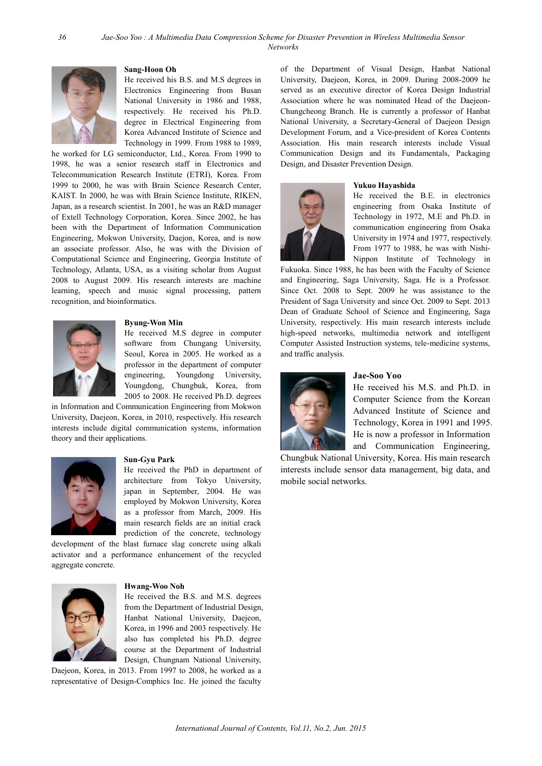**Sang-Hoon Oh**

He received his B.S. and M.S degrees in Electronics Engineering from Busan National University in 1986 and 1988, respectively. He received his Ph.D. degree in Electrical Engineering from Korea Advanced Institute of Science and Technology in 1999. From 1988 to 1989, he worked for LG semiconductor, Ltd., Korea. From 1990 to 1998, he was a senior research staff in Electronics and Telecommunication Research Institute (ETRI), Korea. From 1999 to 2000, he was with Brain Science Research Center, KAIST. In 2000, he was with Brain Science Institute, RIKEN, Japan, as a research scientist. In 2001, he was an R&D manager of Extell Technology Corporation, Korea. Since 2002, he has been with the Department of Information Communication Engineering, Mokwon University, Daejon, Korea, and is now an associate professor. Also, he was with the Division of Computational Science and Engineering, Georgia Institute of Technology, Atlanta, USA, as a visiting scholar from August 2008 to August 2009. His research interests are machine learning, speech and music signal processing, pattern recognition, and bioinformatics.

**Byung-Won Min**

He received M.S degree in computer software from Chungang University, Seoul, Korea in 2005. He worked as a professor in the department of computer engineering, Youngdong University, Youngdong, Chungbuk, Korea, from 2005 to 2008. He received Ph.D. degrees in Information and Communication Engineering from Mokwon University, Daejeon, Korea, in 2010, respectively. His research interests include digital communication systems, information theory and their applications.

**Sun-Gyu Park**

He received the PhD in department of architecture from Tokyo University, japan in September, 2004. He was employed by Mokwon University, Korea as a professor from March, 2009. His main research fields are an initial crack prediction of the concrete, technology development of the blast furnace slag concrete using alkali activator and a performance enhancement of the recycled aggregate concrete.

**Hwang-Woo Noh**

He received the B.S. and M.S. degrees from the Department of Industrial Design, Hanbat National University, Daejeon, Korea, in 1996 and 2003 respectively. He also has completed his Ph.D. degree course at the Department of Industrial Design, Chungnam National University, Daejeon, Korea, in 2013. From 1997 to 2008, he worked as a representative of Design-Comphics Inc. He joined the faculty of the Department of Visual Design, Hanbat National University, Daejeon, Korea, in 2009. During 2008-2009 he served as an executive director of Korea Design Industrial Association where he was nominated Head of the Daejeon-Chungcheong Branch. He is currently a professor of Hanbat National University, a Secretary-General of Daejeon Design Development Forum, and a Vice-president of Korea Contents Association. His main research interests include Visual Communication Design and its Fundamentals, Packaging Design, and Disaster Prevention Design.

**Yukuo Hayashida**

He received the B.E. in electronics engineering from Osaka Institute of Technology in 1972, M.E and Ph.D. in communication engineering from Osaka University in 1974 and 1977, respectively. From 1977 to 1988, he was with Nishi-Nippon Institute of Technology in Fukuoka. Since 1988, he has been with the Faculty of Science and Engineering, Saga University, Saga. He is a Professor. Since Oct. 2008 to Sept. 2009 he was assistance to the President of Saga University and since Oct. 2009 to Sept. 2013 Dean of Graduate School of Science and Engineering, Saga University, respectively. His main research interests include high-speed networks, multimedia network and intelligent Computer Assisted Instruction systems, tele-medicine systems, and traffic analysis.

**Jae-Soo Yoo**

He received his M.S. and Ph.D. in Computer Science from the Korean Advanced Institute of Science and Technology, Korea in 1991 and 1995. He is now a professor in Information and Communication Engineering, Chungbuk National University, Korea. His main research interests include sensor data management, big data, and mobile social networks.